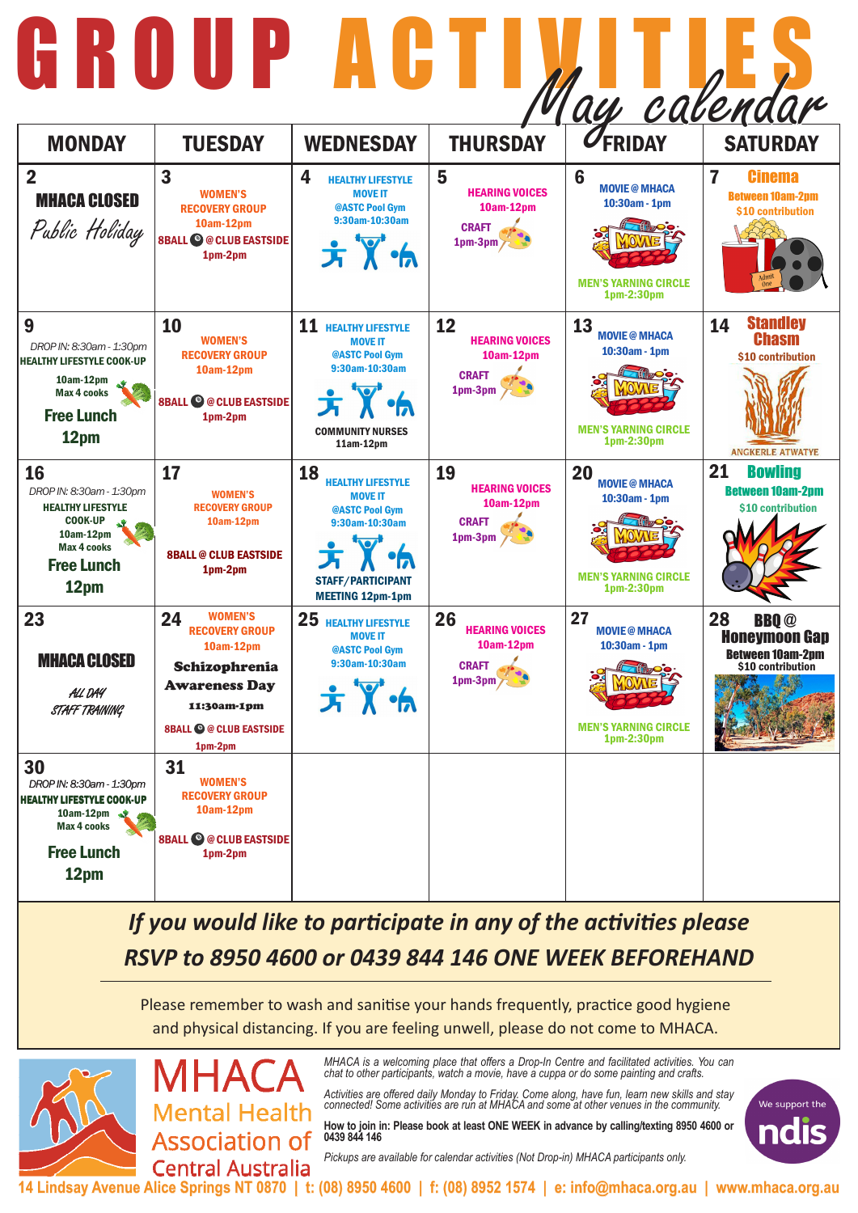# GROUP ACTIVITIES

*May calendar*

| MONDAY | TUESDAY | WEDNESDAY | THURSDAY | FRIDAY | SATURDAY |
|---|---|---|---|---|---|
| **2** MHACA CLOSED *Public Holiday* | **3** WOMEN'S RECOVERY GROUP 10am-12pm 8BALL @ CLUB EASTSIDE 1pm-2pm | **4** HEALTHY LIFESTYLE MOVE IT @ASTC Pool Gym 9:30am-10:30am | **5** HEARING VOICES 10am-12pm CRAFT 1pm-3pm | **6** MOVIE @ MHACA 10:30am - 1pm MEN'S YARNING CIRCLE 1pm-2:30pm | **7** Cinema Between 10am-2pm $10 contribution |
| **9** *DROP IN: 8:30am - 1:30pm* HEALTHY LIFESTYLE COOK-UP 10am-12pm Max 4 cooks Free Lunch 12pm | **10** WOMEN'S RECOVERY GROUP 10am-12pm 8BALL @ CLUB EASTSIDE 1pm-2pm | **11** HEALTHY LIFESTYLE MOVE IT @ASTC Pool Gym 9:30am-10:30am COMMUNITY NURSES 11am-12pm | **12** HEARING VOICES 10am-12pm CRAFT 1pm-3pm | **13** MOVIE @ MHACA 10:30am - 1pm MEN'S YARNING CIRCLE 1pm-2:30pm | **14** Standley Chasm $10 contribution ANCKERLE ATWATYE |
| **16** *DROP IN: 8:30am - 1:30pm* HEALTHY LIFESTYLE COOK-UP 10am-12pm Max 4 cooks Free Lunch 12pm | **17** WOMEN'S RECOVERY GROUP 10am-12pm 8BALL @ CLUB EASTSIDE 1pm-2pm | **18** HEALTHY LIFESTYLE MOVE IT @ASTC Pool Gym 9:30am-10:30am STAFF/PARTICIPANT MEETING 12pm-1pm | **19** HEARING VOICES 10am-12pm CRAFT 1pm-3pm | **20** MOVIE @ MHACA 10:30am - 1pm MEN'S YARNING CIRCLE 1pm-2:30pm | **21** Bowling Between 10am-2pm $10 contribution |
| **23** MHACA CLOSED *ALL DAY STAFF TRAINING* | **24** WOMEN'S RECOVERY GROUP 10am-12pm Schizophrenia Awareness Day 11:30am-1pm 8BALL @ CLUB EASTSIDE 1pm-2pm | **25** HEALTHY LIFESTYLE MOVE IT @ASTC Pool Gym 9:30am-10:30am | **26** HEARING VOICES 10am-12pm CRAFT 1pm-3pm | **27** MOVIE @ MHACA 10:30am - 1pm MEN'S YARNING CIRCLE 1pm-2:30pm | **28** BBQ @ Honeymoon Gap Between 10am-2pm $10 contribution |
| **30** *DROP IN: 8:30am - 1:30pm* HEALTHY LIFESTYLE COOK-UP 10am-12pm Max 4 cooks Free Lunch 12pm | **31** WOMEN'S RECOVERY GROUP 10am-12pm 8BALL @ CLUB EASTSIDE 1pm-2pm | | | | |

***If you would like to participate in any of the activities please RSVP to 8950 4600 or 0439 844 146 ONE WEEK BEFOREHAND***

Please remember to wash and sanitise your hands frequently, practice good hygiene and physical distancing. If you are feeling unwell, please do not come to MHACA.

**MHACA Mental Health Association of Central Australia**

*MHACA is a welcoming place that offers a Drop-In Centre and facilitated activities. You can chat to other participants, watch a movie, have a cuppa or do some painting and crafts.*

*Activities are offered daily Monday to Friday. Come along, have fun, learn new skills and stay connected! Some activities are run at MHACA and some at other venues in the community.*

**How to join in: Please book at least ONE WEEK in advance by calling/texting 8950 4600 or 0439 844 146**

*Pickups are available for calendar activities (Not Drop-in) MHACA participants only.*

We support the ndis

14 Lindsay Avenue Alice Springs NT 0870 | t: (08) 8950 4600 | f: (08) 8952 1574 | e: info@mhaca.org.au | www.mhaca.org.au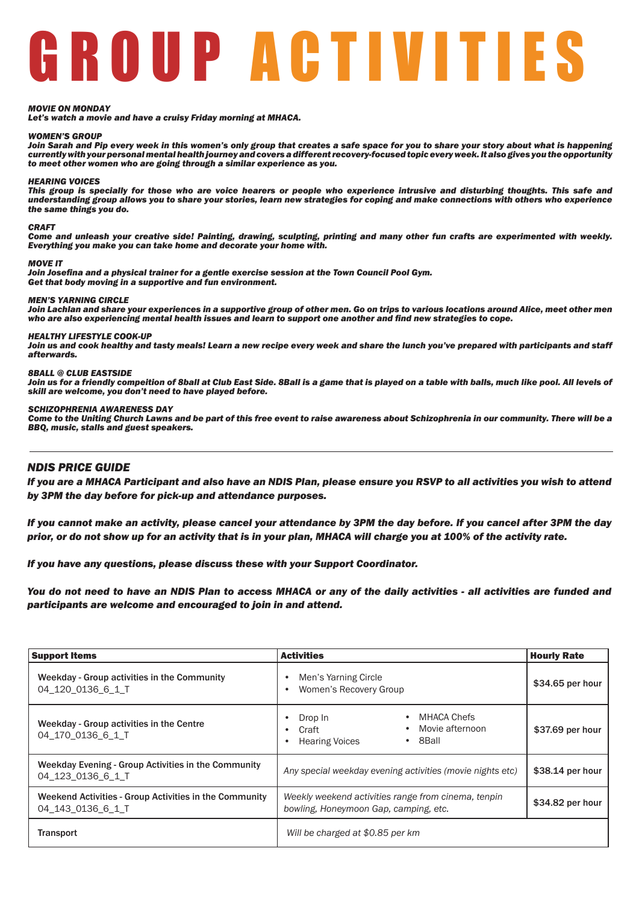# GROUP ACTIVITIES

***MOVIE ON MONDAY***
***Let's watch a movie and have a cruisy Friday morning at MHACA.***

***WOMEN'S GROUP***
***Join Sarah and Pip every week in this women's only group that creates a safe space for you to share your story about what is happening currently with your personal mental health journey and covers a different recovery-focused topic every week. It also gives you the opportunity to meet other women who are going through a similar experience as you.***

***HEARING VOICES***
***This group is specially for those who are voice hearers or people who experience intrusive and disturbing thoughts. This safe and understanding group allows you to share your stories, learn new strategies for coping and make connections with others who experience the same things you do.***

***CRAFT***
***Come and unleash your creative side! Painting, drawing, sculpting, printing and many other fun crafts are experimented with weekly. Everything you make you can take home and decorate your home with.***

***MOVE IT***
***Join Josefina and a physical trainer for a gentle exercise session at the Town Council Pool Gym.***
***Get that body moving in a supportive and fun environment.***

***MEN'S YARNING CIRCLE***
***Join Lachlan and share your experiences in a supportive group of other men. Go on trips to various locations around Alice, meet other men who are also experiencing mental health issues and learn to support one another and find new strategies to cope.***

***HEALTHY LIFESTYLE COOK-UP***
***Join us and cook healthy and tasty meals! Learn a new recipe every week and share the lunch you've prepared with participants and staff afterwards.***

***8BALL @ CLUB EASTSIDE***
***Join us for a friendly compeition of 8ball at Club East Side. 8Ball is a game that is played on a table with balls, much like pool. All levels of skill are welcome, you don't need to have played before.***

***SCHIZOPHRENIA AWARENESS DAY***
***Come to the Uniting Church Lawns and be part of this free event to raise awareness about Schizophrenia in our community. There will be a BBQ, music, stalls and guest speakers.***

---

## *NDIS PRICE GUIDE*

***If you are a MHACA Participant and also have an NDIS Plan, please ensure you RSVP to all activities you wish to attend by 3PM the day before for pick-up and attendance purposes.***

***If you cannot make an activity, please cancel your attendance by 3PM the day before. If you cancel after 3PM the day prior, or do not show up for an activity that is in your plan, MHACA will charge you at 100% of the activity rate.***

***If you have any questions, please discuss these with your Support Coordinator.***

***You do not need to have an NDIS Plan to access MHACA or any of the daily activities - all activities are funded and participants are welcome and encouraged to join in and attend.***

| **Support Items** | **Activities** | **Hourly Rate** |
|---|---|---|
| Weekday - Group activities in the Community<br>04_120_0136_6_1_T | • Men's Yarning Circle<br>• Women's Recovery Group | **$34.65 per hour** |
| Weekday - Group activities in the Centre<br>04_170_0136_6_1_T | • Drop In<br>• Craft<br>• Hearing Voices<br>• MHACA Chefs<br>• Movie afternoon<br>• 8Ball | **$37.69 per hour** |
| Weekday Evening - Group Activities in the Community<br>04_123_0136_6_1_T | *Any special weekday evening activities (movie nights etc)* | **$38.14 per hour** |
| Weekend Activities - Group Activities in the Community<br>04_143_0136_6_1_T | *Weekly weekend activities range from cinema, tenpin bowling, Honeymoon Gap, camping, etc.* | **$34.82 per hour** |
| Transport | *Will be charged at $0.85 per km* | |